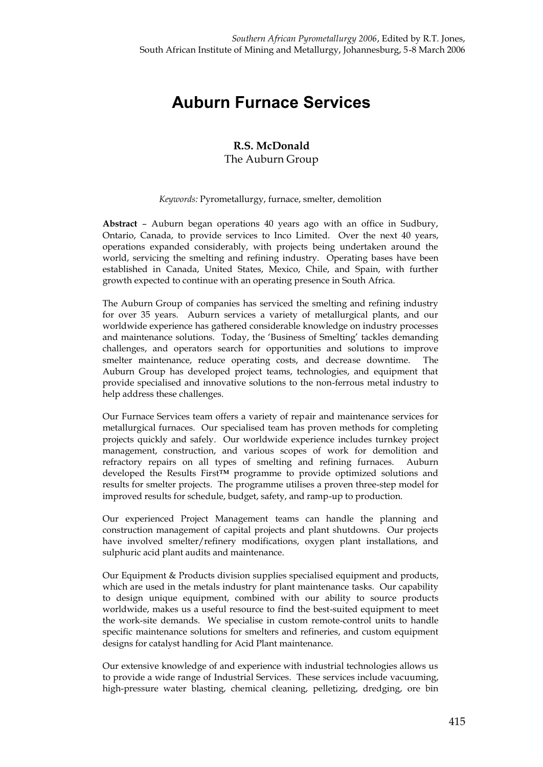# Auburn Furnace Services

**R.S. McDonald**
The Auburn Group

*Keywords:* Pyrometallurgy, furnace, smelter, demolition

**Abstract** – Auburn began operations 40 years ago with an office in Sudbury, Ontario, Canada, to provide services to Inco Limited. Over the next 40 years, operations expanded considerably, with projects being undertaken around the world, servicing the smelting and refining industry. Operating bases have been established in Canada, United States, Mexico, Chile, and Spain, with further growth expected to continue with an operating presence in South Africa.

The Auburn Group of companies has serviced the smelting and refining industry for over 35 years. Auburn services a variety of metallurgical plants, and our worldwide experience has gathered considerable knowledge on industry processes and maintenance solutions. Today, the 'Business of Smelting' tackles demanding challenges, and operators search for opportunities and solutions to improve smelter maintenance, reduce operating costs, and decrease downtime. The Auburn Group has developed project teams, technologies, and equipment that provide specialised and innovative solutions to the non-ferrous metal industry to help address these challenges.

Our Furnace Services team offers a variety of repair and maintenance services for metallurgical furnaces. Our specialised team has proven methods for completing projects quickly and safely. Our worldwide experience includes turnkey project management, construction, and various scopes of work for demolition and refractory repairs on all types of smelting and refining furnaces. Auburn developed the Results First™ programme to provide optimized solutions and results for smelter projects. The programme utilises a proven three-step model for improved results for schedule, budget, safety, and ramp-up to production.

Our experienced Project Management teams can handle the planning and construction management of capital projects and plant shutdowns. Our projects have involved smelter/refinery modifications, oxygen plant installations, and sulphuric acid plant audits and maintenance.

Our Equipment & Products division supplies specialised equipment and products, which are used in the metals industry for plant maintenance tasks. Our capability to design unique equipment, combined with our ability to source products worldwide, makes us a useful resource to find the best-suited equipment to meet the work-site demands. We specialise in custom remote-control units to handle specific maintenance solutions for smelters and refineries, and custom equipment designs for catalyst handling for Acid Plant maintenance.

Our extensive knowledge of and experience with industrial technologies allows us to provide a wide range of Industrial Services. These services include vacuuming, high-pressure water blasting, chemical cleaning, pelletizing, dredging, ore bin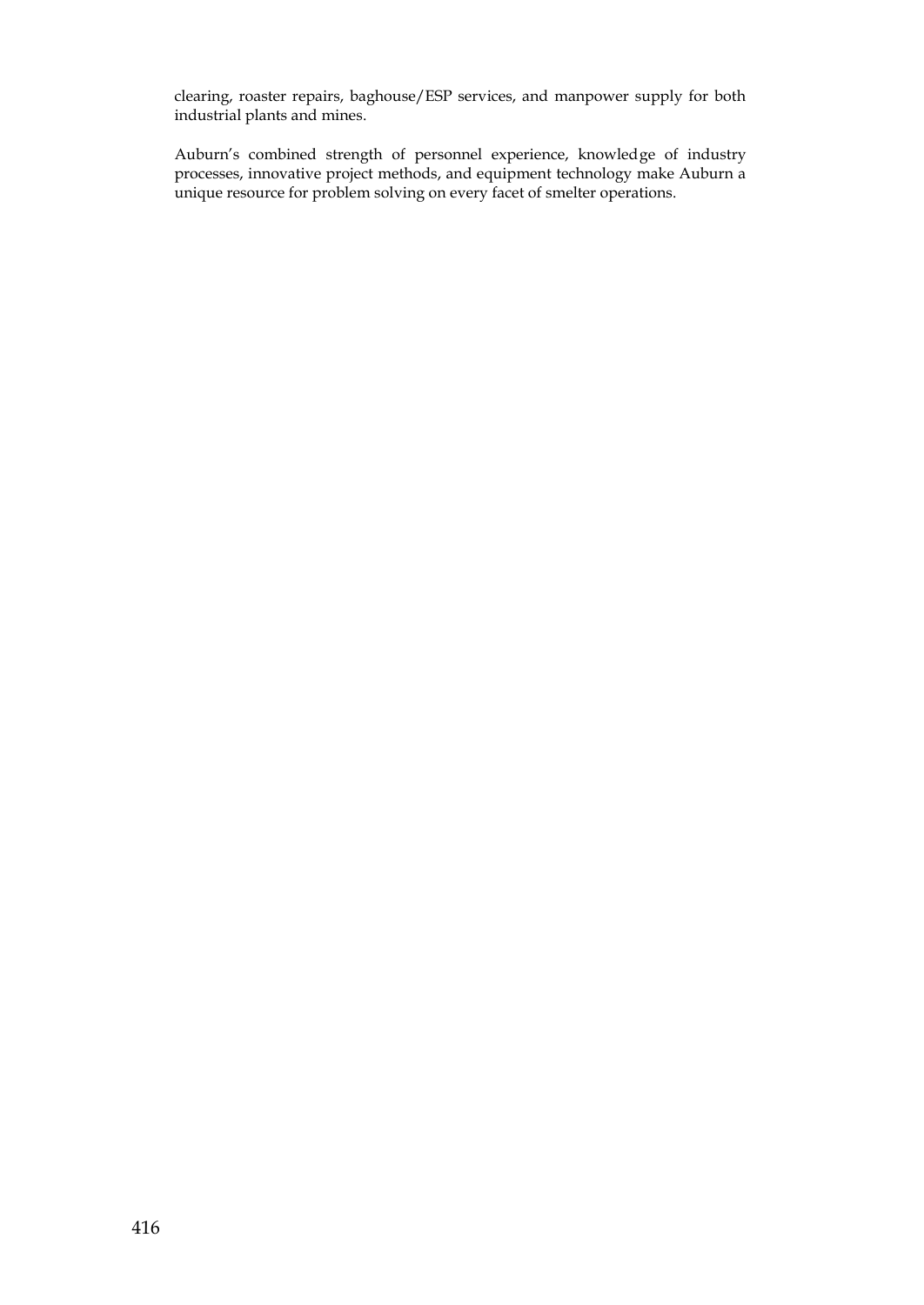clearing, roaster repairs, baghouse/ESP services, and manpower supply for both industrial plants and mines.

Auburn's combined strength of personnel experience, knowledge of industry processes, innovative project methods, and equipment technology make Auburn a unique resource for problem solving on every facet of smelter operations.